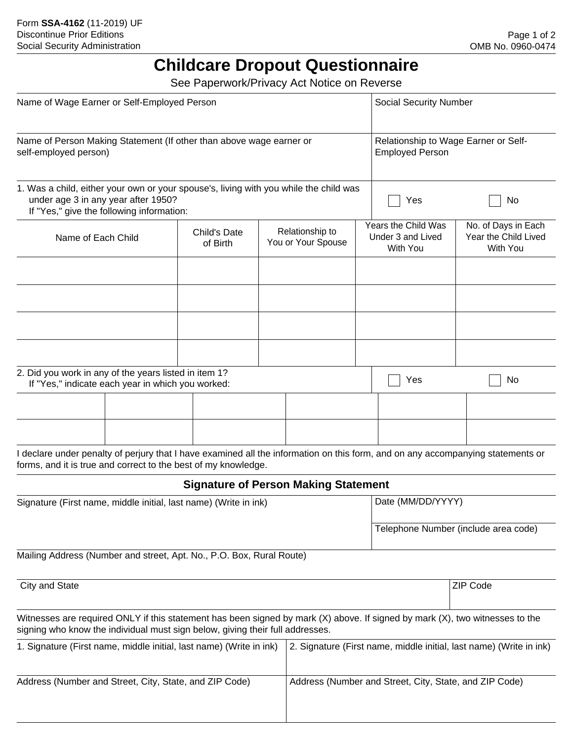Form **SSA-4162** (11-2019) UF
Discontinue Prior Editions
Social Security Administration

OMB No. 0960-0474

# Childcare Dropout Questionnaire

See Paperwork/Privacy Act Notice on Reverse

| Name of Wage Earner or Self-Employed Person | Social Security Number |
|---|---|
| | |

| Name of Person Making Statement (If other than above wage earner or self-employed person) | Relationship to Wage Earner or Self-Employed Person |
|---|---|
| | |

1. Was a child, either your own or your spouse's, living with you while the child was under age 3 in any year after 1950?
   If "Yes," give the following information:

☐ Yes ☐ No

| Name of Each Child | Child's Date of Birth | Relationship to You or Your Spouse | Years the Child Was Under 3 and Lived With You | No. of Days in Each Year the Child Lived With You |
|---|---|---|---|---|
| | | | | |
| | | | | |
| | | | | |
| | | | | |

2. Did you work in any of the years listed in item 1?
   If "Yes," indicate each year in which you worked:

☐ Yes ☐ No

| | | | | | |
|---|---|---|---|---|---|
| | | | | | |
| | | | | | |

I declare under penalty of perjury that I have examined all the information on this form, and on any accompanying statements or forms, and it is true and correct to the best of my knowledge.

## Signature of Person Making Statement

| Signature (First name, middle initial, last name) (Write in ink) | Date (MM/DD/YYYY) |
|---|---|
| | Telephone Number (include area code) |

Mailing Address (Number and street, Apt. No., P.O. Box, Rural Route)

| City and State | ZIP Code |
|---|---|
| | |

Witnesses are required ONLY if this statement has been signed by mark (X) above. If signed by mark (X), two witnesses to the signing who know the individual must sign below, giving their full addresses.

| 1. Signature (First name, middle initial, last name) (Write in ink) | 2. Signature (First name, middle initial, last name) (Write in ink) |
|---|---|
| Address (Number and Street, City, State, and ZIP Code) | Address (Number and Street, City, State, and ZIP Code) |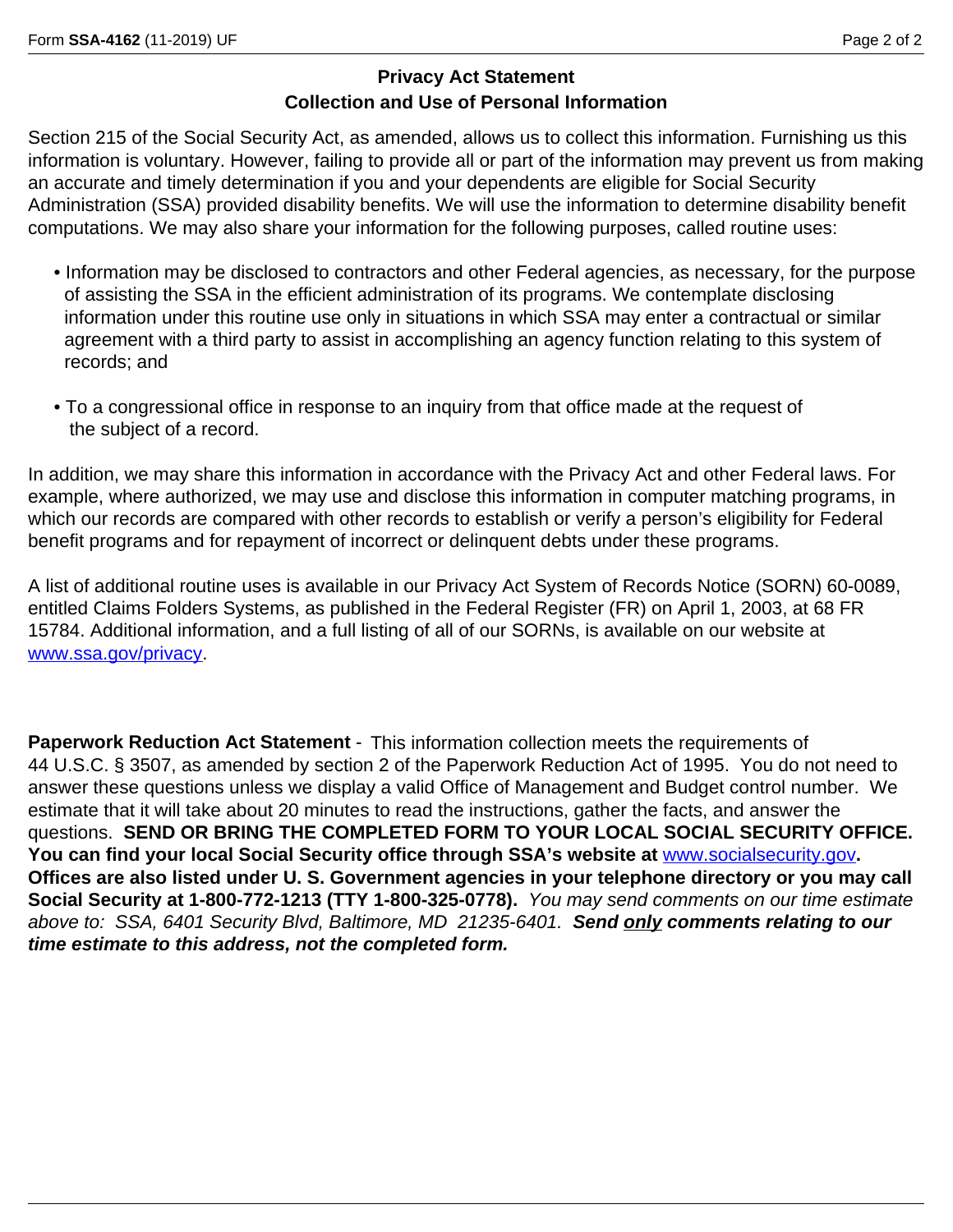## Privacy Act Statement
## Collection and Use of Personal Information

Section 215 of the Social Security Act, as amended, allows us to collect this information. Furnishing us this information is voluntary. However, failing to provide all or part of the information may prevent us from making an accurate and timely determination if you and your dependents are eligible for Social Security Administration (SSA) provided disability benefits. We will use the information to determine disability benefit computations. We may also share your information for the following purposes, called routine uses:

- Information may be disclosed to contractors and other Federal agencies, as necessary, for the purpose of assisting the SSA in the efficient administration of its programs. We contemplate disclosing information under this routine use only in situations in which SSA may enter a contractual or similar agreement with a third party to assist in accomplishing an agency function relating to this system of records; and

- To a congressional office in response to an inquiry from that office made at the request of the subject of a record.

In addition, we may share this information in accordance with the Privacy Act and other Federal laws. For example, where authorized, we may use and disclose this information in computer matching programs, in which our records are compared with other records to establish or verify a person's eligibility for Federal benefit programs and for repayment of incorrect or delinquent debts under these programs.

A list of additional routine uses is available in our Privacy Act System of Records Notice (SORN) 60-0089, entitled Claims Folders Systems, as published in the Federal Register (FR) on April 1, 2003, at 68 FR 15784. Additional information, and a full listing of all of our SORNs, is available on our website at www.ssa.gov/privacy.

**Paperwork Reduction Act Statement** - This information collection meets the requirements of 44 U.S.C. § 3507, as amended by section 2 of the Paperwork Reduction Act of 1995. You do not need to answer these questions unless we display a valid Office of Management and Budget control number. We estimate that it will take about 20 minutes to read the instructions, gather the facts, and answer the questions. **SEND OR BRING THE COMPLETED FORM TO YOUR LOCAL SOCIAL SECURITY OFFICE. You can find your local Social Security office through SSA's website at www.socialsecurity.gov. Offices are also listed under U. S. Government agencies in your telephone directory or you may call Social Security at 1-800-772-1213 (TTY 1-800-325-0778).** *You may send comments on our time estimate above to: SSA, 6401 Security Blvd, Baltimore, MD 21235-6401.* ***Send only comments relating to our time estimate to this address, not the completed form.***